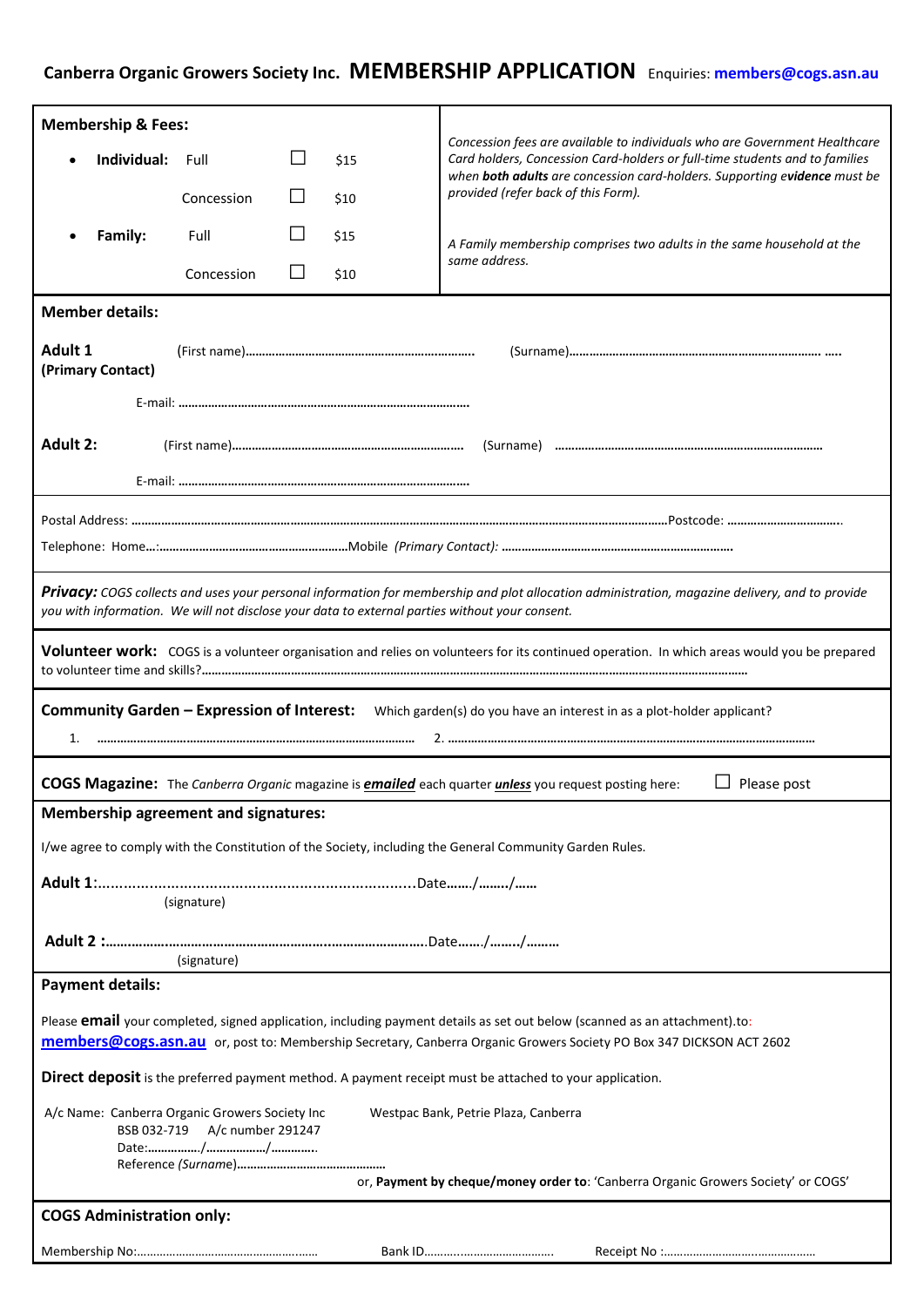# Canberra Organic Growers Society Inc. MEMBERSHIP APPLICATION

Enquiries: **members@cogs.asn.au**

## Membership & Fees:

| | | | |
|---|---|---|---|
| • **Individual:** | Full | ☐ | $15 |
| | Concession | ☐ | $10 |
| • **Family:** | Full | ☐ | $15 |
| | Concession | ☐ | $10 |

*Concession fees are available to individuals who are Government Healthcare Card holders, Concession Card-holders or full-time students and to families when **both adults** are concession card-holders. Supporting **evidence** must be provided (refer back of this Form).*

*A Family membership comprises two adults in the same household at the same address.*

## Member details:

**Adult 1 (Primary Contact)** (First name)………………………………………………………… (Surname)……………………………………………………………… …..

E-mail: ……………………………………………………………………………

**Adult 2:** (First name)………………………………………………………… (Surname) ……………………………………………………………………

E-mail: ……………………………………………………………………………

Postal Address: ……………………………………………………………………………………………………………………………………………Postcode: ……………………………..

Telephone: Home…:…………………………………………………Mobile *(Primary Contact):* ……………………………………………………………

***Privacy:*** *COGS collects and uses your personal information for membership and plot allocation administration, magazine delivery, and to provide you with information. We will not disclose your data to external parties without your consent.*

**Volunteer work:** COGS is a volunteer organisation and relies on volunteers for its continued operation. In which areas would you be prepared to volunteer time and skills?……………………………………………………………………………………………………………………………………………

**Community Garden – Expression of Interest:** Which garden(s) do you have an interest in as a plot-holder applicant?

1. ……………………………………………………………………………… 2. ………………………………………………………………………………………………

**COGS Magazine:** The *Canberra Organic* magazine is ***emailed*** each quarter ***unless*** you request posting here: ☐ Please post

## Membership agreement and signatures:

I/we agree to comply with the Constitution of the Society, including the General Community Garden Rules.

**Adult 1**:……………………………………………………………………Date……/……../……
(signature)

**Adult 2** :…………………………………………………………………………………Date……/……../………
(signature)

## Payment details:

Please **email** your completed, signed application, including payment details as set out below (scanned as an attachment).to: **members@cogs.asn.au** or, post to: Membership Secretary, Canberra Organic Growers Society PO Box 347 DICKSON ACT 2602

**Direct deposit** is the preferred payment method. A payment receipt must be attached to your application.

A/c Name: Canberra Organic Growers Society Inc — Westpac Bank, Petrie Plaza, Canberra
BSB 032-719 A/c number 291247
Date:……………/………………/…………..
Reference *(Surname)*………………………………………

or, **Payment by cheque/money order to**: 'Canberra Organic Growers Society' or COGS'

## COGS Administration only:

Membership No:……………………………………………… Bank ID………..………………………. Receipt No :…………………………………………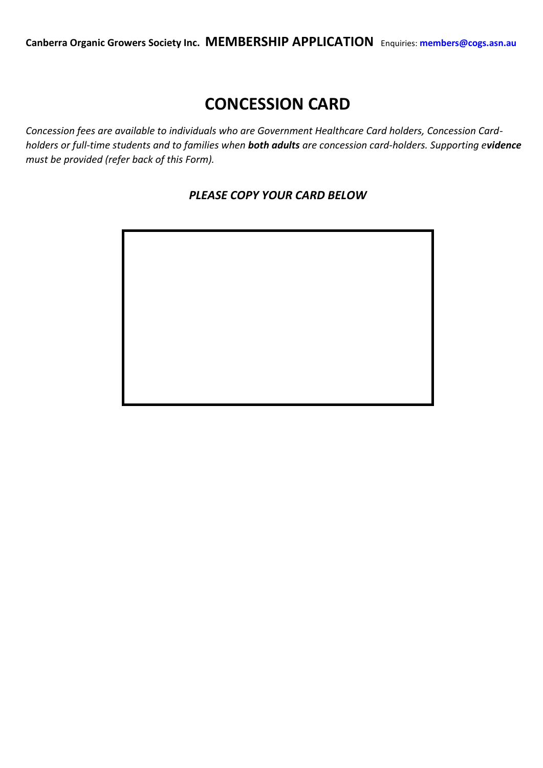**Canberra Organic Growers Society Inc. MEMBERSHIP APPLICATION** Enquiries: **members@cogs.asn.au**

# CONCESSION CARD

*Concession fees are available to individuals who are Government Healthcare Card holders, Concession Card-holders or full-time students and to families when **both adults** are concession card-holders. Supporting e**vidence** must be provided (refer back of this Form).*

***PLEASE COPY YOUR CARD BELOW***